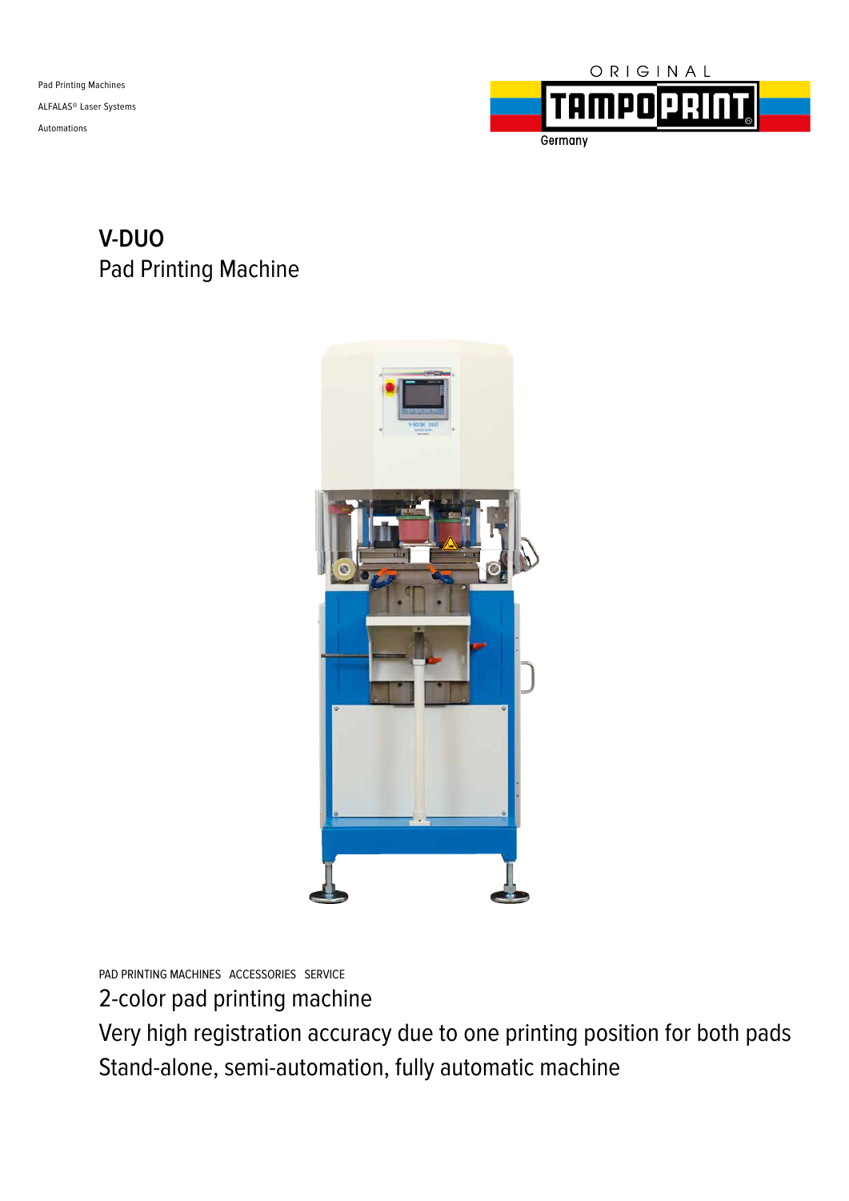Pad Printing Machines

ALFALAS® Laser Systems

Automations

ORIGINAL TAMPOPRINT Germany

# V-DUO

## Pad Printing Machine

PAD PRINTING MACHINES ACCESSORIES SERVICE

2-color pad printing machine

Very high registration accuracy due to one printing position for both pads

Stand-alone, semi-automation, fully automatic machine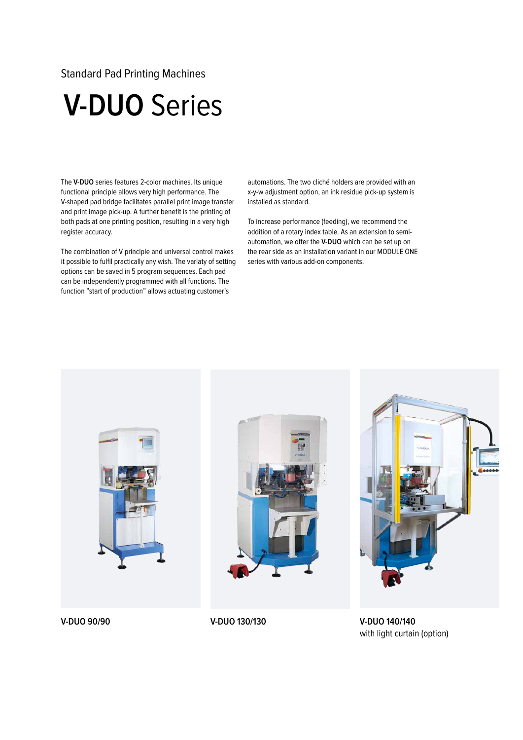Standard Pad Printing Machines

# V-DUO Series

The **V-DUO** series features 2-color machines. Its unique functional principle allows very high performance. The V-shaped pad bridge facilitates parallel print image transfer and print image pick-up. A further benefit is the printing of both pads at one printing position, resulting in a very high register accuracy.

The combination of V principle and universal control makes it possible to fulfil practically any wish. The variaty of setting options can be saved in 5 program sequences. Each pad can be independently programmed with all functions. The function "start of production" allows actuating customer's automations. The two cliché holders are provided with an x-y-w adjustment option, an ink residue pick-up system is installed as standard.

To increase performance (feeding), we recommend the addition of a rotary index table. As an extension to semi-automation, we offer the **V-DUO** which can be set up on the rear side as an installation variant in our MODULE ONE series with various add-on components.

**V-DUO 90/90**

**V-DUO 130/130**

**V-DUO 140/140**
with light curtain (option)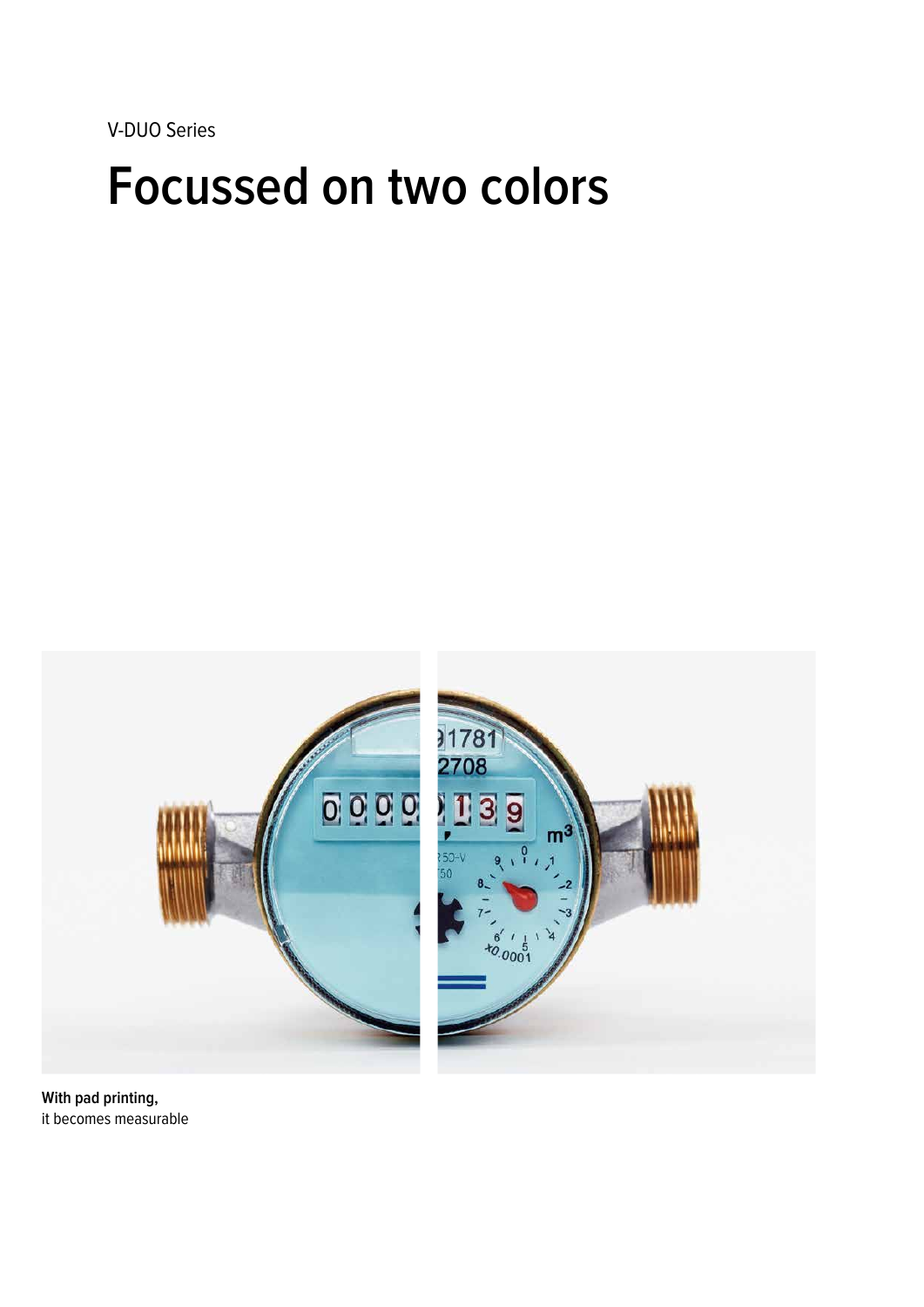V-DUO Series

# Focussed on two colors

**With pad printing,**
it becomes measurable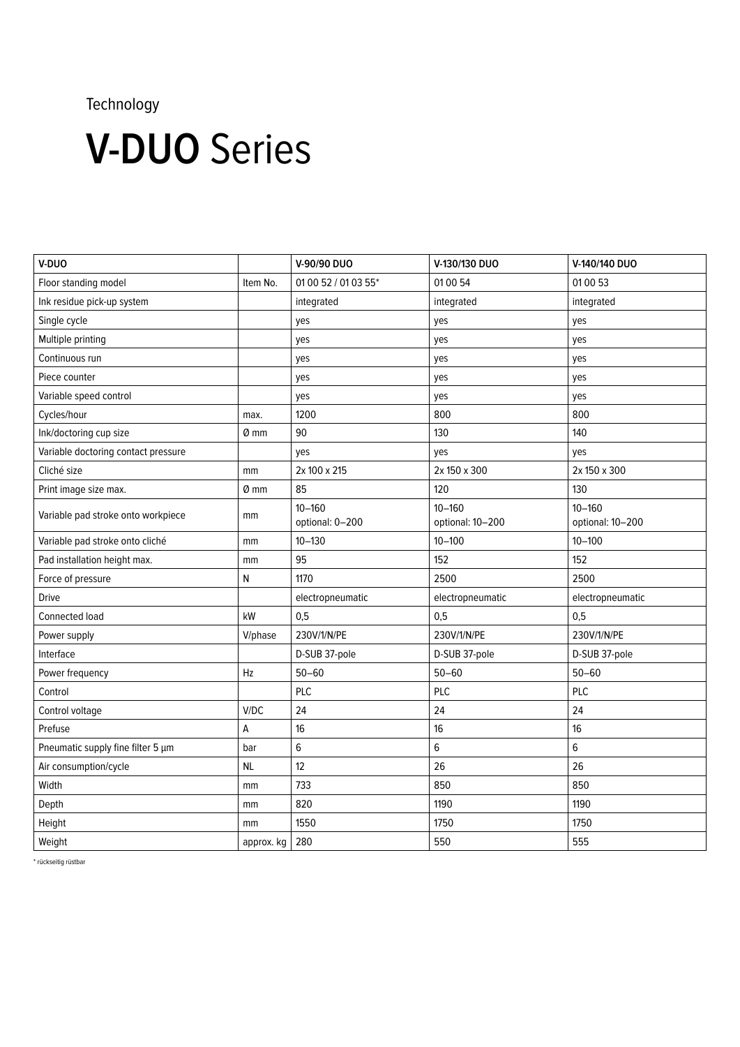Technology

# **V-DUO** Series

| V-DUO | | V-90/90 DUO | V-130/130 DUO | V-140/140 DUO |
|---|---|---|---|---|
| Floor standing model | Item No. | 01 00 52 / 01 03 55* | 01 00 54 | 01 00 53 |
| Ink residue pick-up system | | integrated | integrated | integrated |
| Single cycle | | yes | yes | yes |
| Multiple printing | | yes | yes | yes |
| Continuous run | | yes | yes | yes |
| Piece counter | | yes | yes | yes |
| Variable speed control | | yes | yes | yes |
| Cycles/hour | max. | 1200 | 800 | 800 |
| Ink/doctoring cup size | Ø mm | 90 | 130 | 140 |
| Variable doctoring contact pressure | | yes | yes | yes |
| Cliché size | mm | 2x 100 x 215 | 2x 150 x 300 | 2x 150 x 300 |
| Print image size max. | Ø mm | 85 | 120 | 130 |
| Variable pad stroke onto workpiece | mm | 10–160 optional: 0–200 | 10–160 optional: 10–200 | 10–160 optional: 10–200 |
| Variable pad stroke onto cliché | mm | 10–130 | 10–100 | 10–100 |
| Pad installation height max. | mm | 95 | 152 | 152 |
| Force of pressure | N | 1170 | 2500 | 2500 |
| Drive | | electropneumatic | electropneumatic | electropneumatic |
| Connected load | kW | 0,5 | 0,5 | 0,5 |
| Power supply | V/phase | 230V/1/N/PE | 230V/1/N/PE | 230V/1/N/PE |
| Interface | | D-SUB 37-pole | D-SUB 37-pole | D-SUB 37-pole |
| Power frequency | Hz | 50–60 | 50–60 | 50–60 |
| Control | | PLC | PLC | PLC |
| Control voltage | V/DC | 24 | 24 | 24 |
| Prefuse | A | 16 | 16 | 16 |
| Pneumatic supply fine filter 5 µm | bar | 6 | 6 | 6 |
| Air consumption/cycle | NL | 12 | 26 | 26 |
| Width | mm | 733 | 850 | 850 |
| Depth | mm | 820 | 1190 | 1190 |
| Height | mm | 1550 | 1750 | 1750 |
| Weight | approx. kg | 280 | 550 | 555 |

* rückseitig rüstbar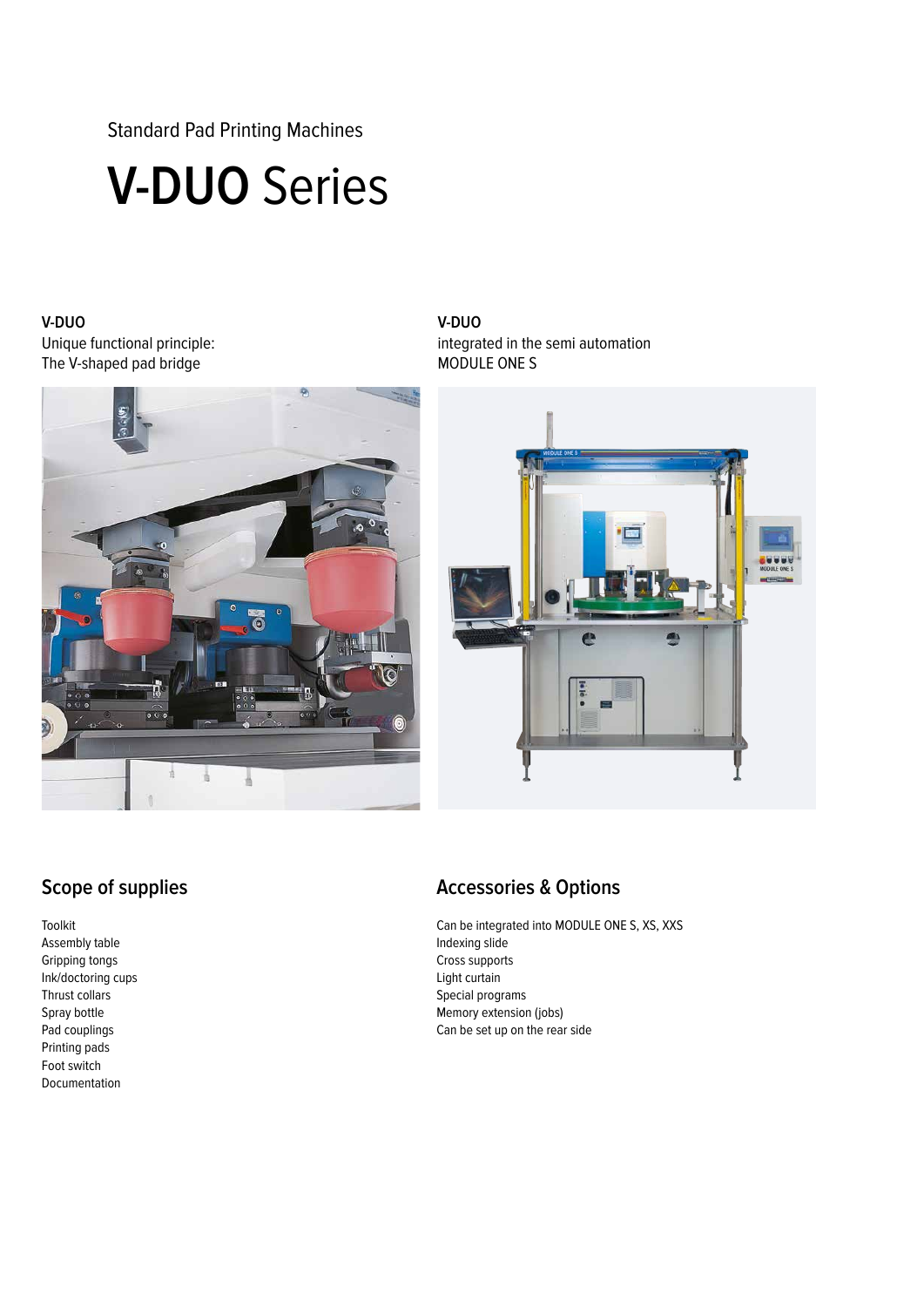Standard Pad Printing Machines

# **V-DUO** Series

**V-DUO**
Unique functional principle:
The V-shaped pad bridge

**V-DUO**
integrated in the semi automation
MODULE ONE S

## Scope of supplies

Toolkit
Assembly table
Gripping tongs
Ink/doctoring cups
Thrust collars
Spray bottle
Pad couplings
Printing pads
Foot switch
Documentation

## Accessories & Options

Can be integrated into MODULE ONE S, XS, XXS
Indexing slide
Cross supports
Light curtain
Special programs
Memory extension (jobs)
Can be set up on the rear side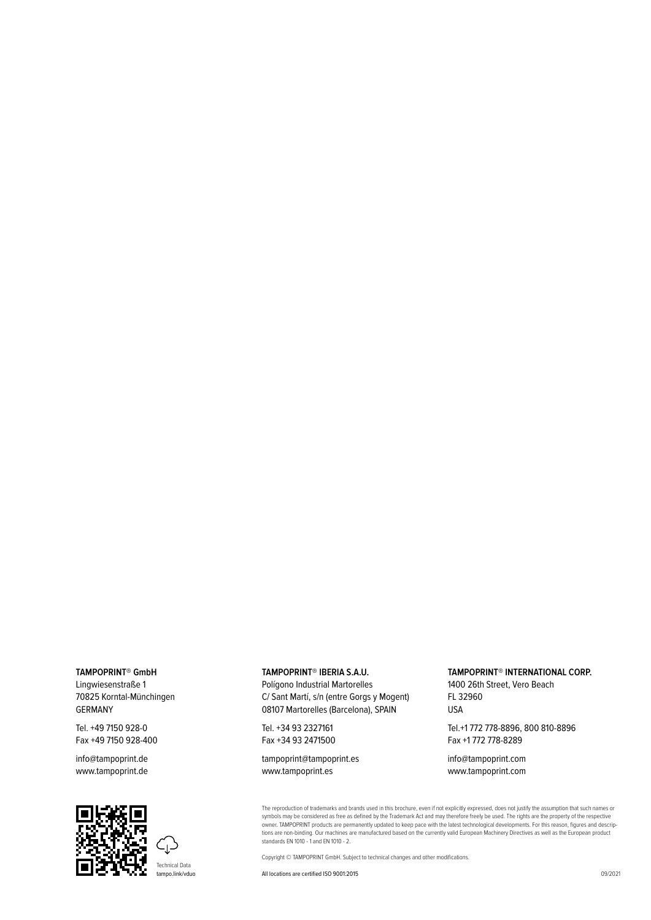**TAMPOPRINT® GmbH**
Lingwiesenstraße 1
70825 Korntal-Münchingen
GERMANY

Tel. +49 7150 928-0
Fax +49 7150 928-400

info@tampoprint.de
www.tampoprint.de

**TAMPOPRINT® IBERIA S.A.U.**
Polígono Industrial Martorelles
C/ Sant Martí, s/n (entre Gorgs y Mogent)
08107 Martorelles (Barcelona), SPAIN

Tel. +34 93 2327161
Fax +34 93 2471500

tampoprint@tampoprint.es
www.tampoprint.es

**TAMPOPRINT® INTERNATIONAL CORP.**
1400 26th Street, Vero Beach
FL 32960
USA

Tel.+1 772 778-8896, 800 810-8896
Fax +1 772 778-8289

info@tampoprint.com
www.tampoprint.com

Technical Data
tampo.link/vduo

The reproduction of trademarks and brands used in this brochure, even if not explicitly expressed, does not justify the assumption that such names or symbols may be considered as free as defined by the Trademark Act and may therefore freely be used. The rights are the property of the respective owner. TAMPOPRINT products are permanently updated to keep pace with the latest technological developments. For this reason, figures and descriptions are non-binding. Our machines are manufactured based on the currently valid European Machinery Directives as well as the European product standards EN 1010 - 1 and EN 1010 - 2.

Copyright © TAMPOPRINT GmbH. Subject to technical changes and other modifications.

All locations are certified ISO 9001:2015

09/2021